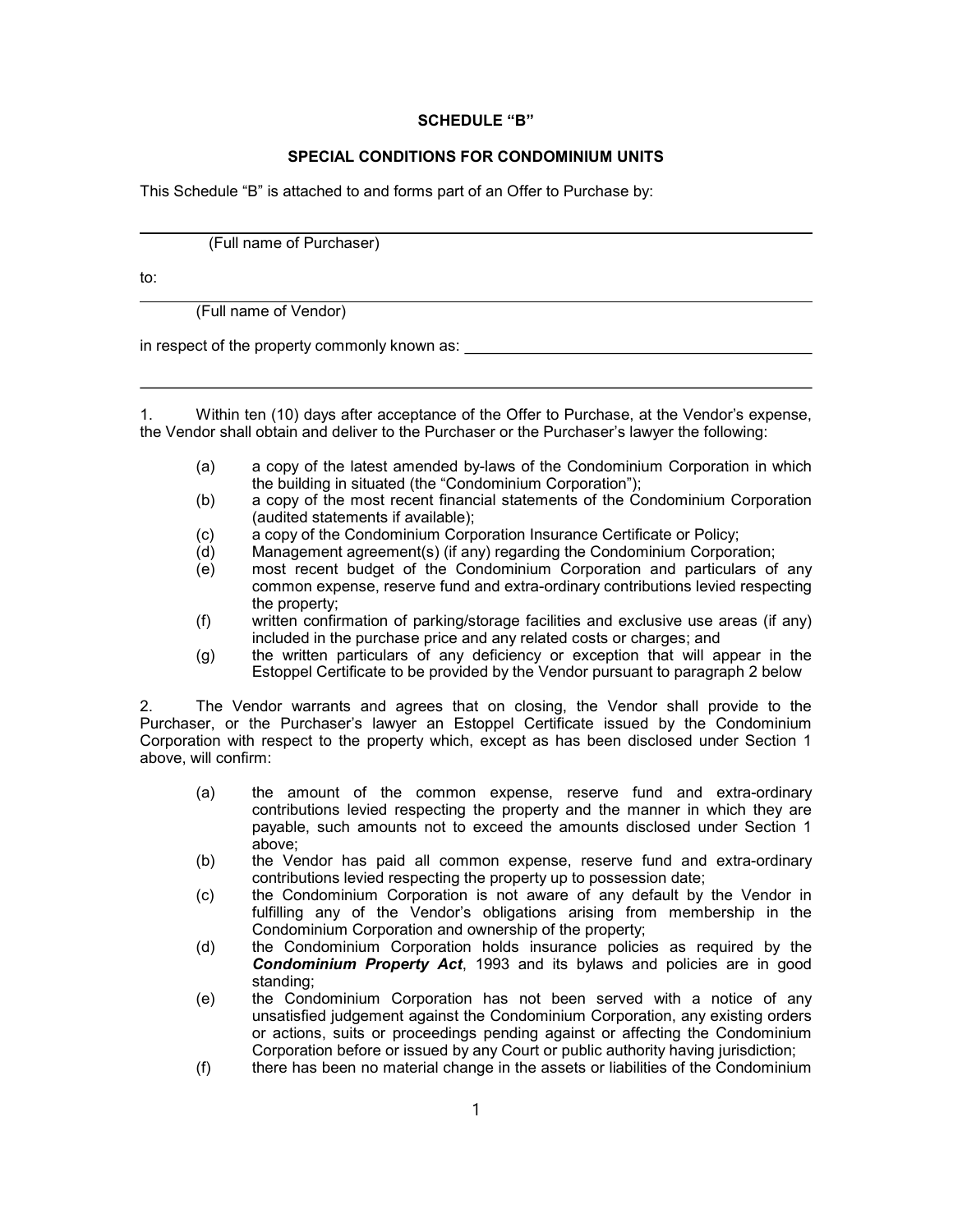**SCHEDULE "B"**

**SPECIAL CONDITIONS FOR CONDOMINIUM UNITS**

This Schedule "B" is attached to and forms part of an Offer to Purchase by:

______________________________________________________________________

(Full name of Purchaser)

to:

______________________________________________________________________

(Full name of Vendor)

in respect of the property commonly known as: ________________________________

______________________________________________________________________

1. Within ten (10) days after acceptance of the Offer to Purchase, at the Vendor's expense, the Vendor shall obtain and deliver to the Purchaser or the Purchaser's lawyer the following:

(a) a copy of the latest amended by-laws of the Condominium Corporation in which the building in situated (the "Condominium Corporation");

(b) a copy of the most recent financial statements of the Condominium Corporation (audited statements if available);

(c) a copy of the Condominium Corporation Insurance Certificate or Policy;

(d) Management agreement(s) (if any) regarding the Condominium Corporation;

(e) most recent budget of the Condominium Corporation and particulars of any common expense, reserve fund and extra-ordinary contributions levied respecting the property;

(f) written confirmation of parking/storage facilities and exclusive use areas (if any) included in the purchase price and any related costs or charges; and

(g) the written particulars of any deficiency or exception that will appear in the Estoppel Certificate to be provided by the Vendor pursuant to paragraph 2 below

2. The Vendor warrants and agrees that on closing, the Vendor shall provide to the Purchaser, or the Purchaser's lawyer an Estoppel Certificate issued by the Condominium Corporation with respect to the property which, except as has been disclosed under Section 1 above, will confirm:

(a) the amount of the common expense, reserve fund and extra-ordinary contributions levied respecting the property and the manner in which they are payable, such amounts not to exceed the amounts disclosed under Section 1 above;

(b) the Vendor has paid all common expense, reserve fund and extra-ordinary contributions levied respecting the property up to possession date;

(c) the Condominium Corporation is not aware of any default by the Vendor in fulfilling any of the Vendor's obligations arising from membership in the Condominium Corporation and ownership of the property;

(d) the Condominium Corporation holds insurance policies as required by the ***Condominium Property Act***, 1993 and its bylaws and policies are in good standing;

(e) the Condominium Corporation has not been served with a notice of any unsatisfied judgement against the Condominium Corporation, any existing orders or actions, suits or proceedings pending against or affecting the Condominium Corporation before or issued by any Court or public authority having jurisdiction;

(f) there has been no material change in the assets or liabilities of the Condominium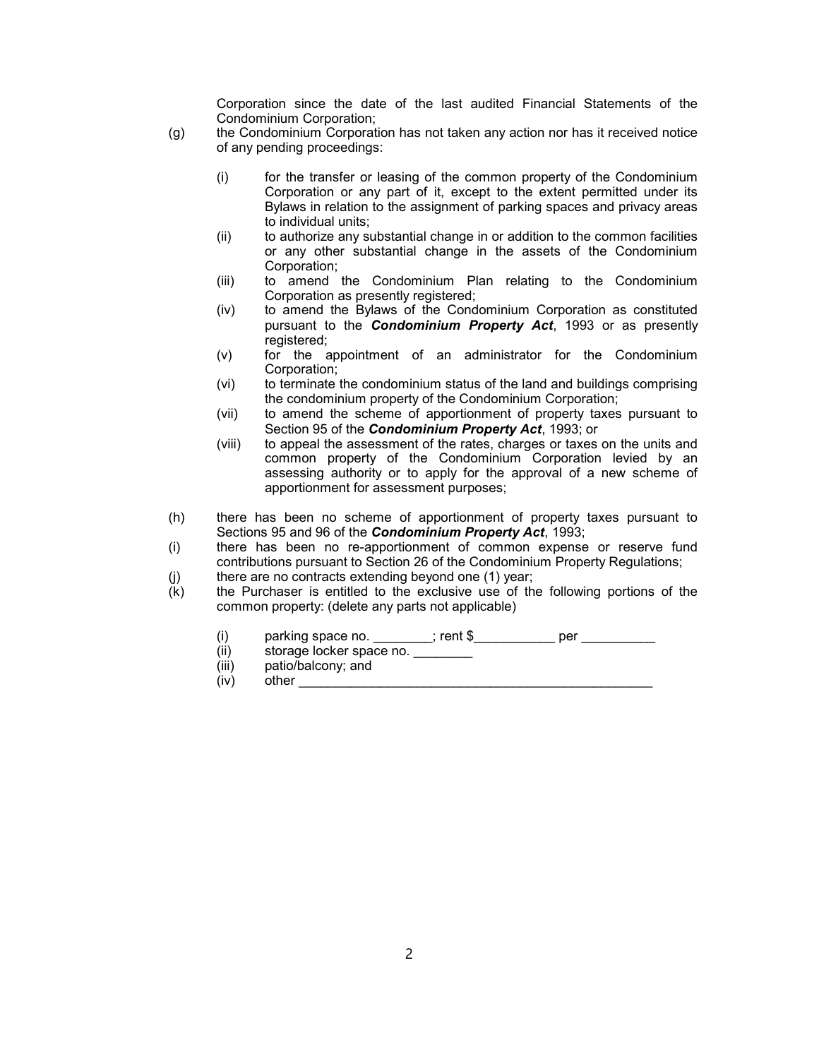Corporation since the date of the last audited Financial Statements of the Condominium Corporation;

(g) the Condominium Corporation has not taken any action nor has it received notice of any pending proceedings:

  (i) for the transfer or leasing of the common property of the Condominium Corporation or any part of it, except to the extent permitted under its Bylaws in relation to the assignment of parking spaces and privacy areas to individual units;
  (ii) to authorize any substantial change in or addition to the common facilities or any other substantial change in the assets of the Condominium Corporation;
  (iii) to amend the Condominium Plan relating to the Condominium Corporation as presently registered;
  (iv) to amend the Bylaws of the Condominium Corporation as constituted pursuant to the ***Condominium Property Act***, 1993 or as presently registered;
  (v) for the appointment of an administrator for the Condominium Corporation;
  (vi) to terminate the condominium status of the land and buildings comprising the condominium property of the Condominium Corporation;
  (vii) to amend the scheme of apportionment of property taxes pursuant to Section 95 of the ***Condominium Property Act***, 1993; or
  (viii) to appeal the assessment of the rates, charges or taxes on the units and common property of the Condominium Corporation levied by an assessing authority or to apply for the approval of a new scheme of apportionment for assessment purposes;

(h) there has been no scheme of apportionment of property taxes pursuant to Sections 95 and 96 of the ***Condominium Property Act***, 1993;

(i) there has been no re-apportionment of common expense or reserve fund contributions pursuant to Section 26 of the Condominium Property Regulations;

(j) there are no contracts extending beyond one (1) year;

(k) the Purchaser is entitled to the exclusive use of the following portions of the common property: (delete any parts not applicable)

  (i) parking space no. ________; rent $___________ per __________
  (ii) storage locker space no. ________
  (iii) patio/balcony; and
  (iv) other __________________________________________________